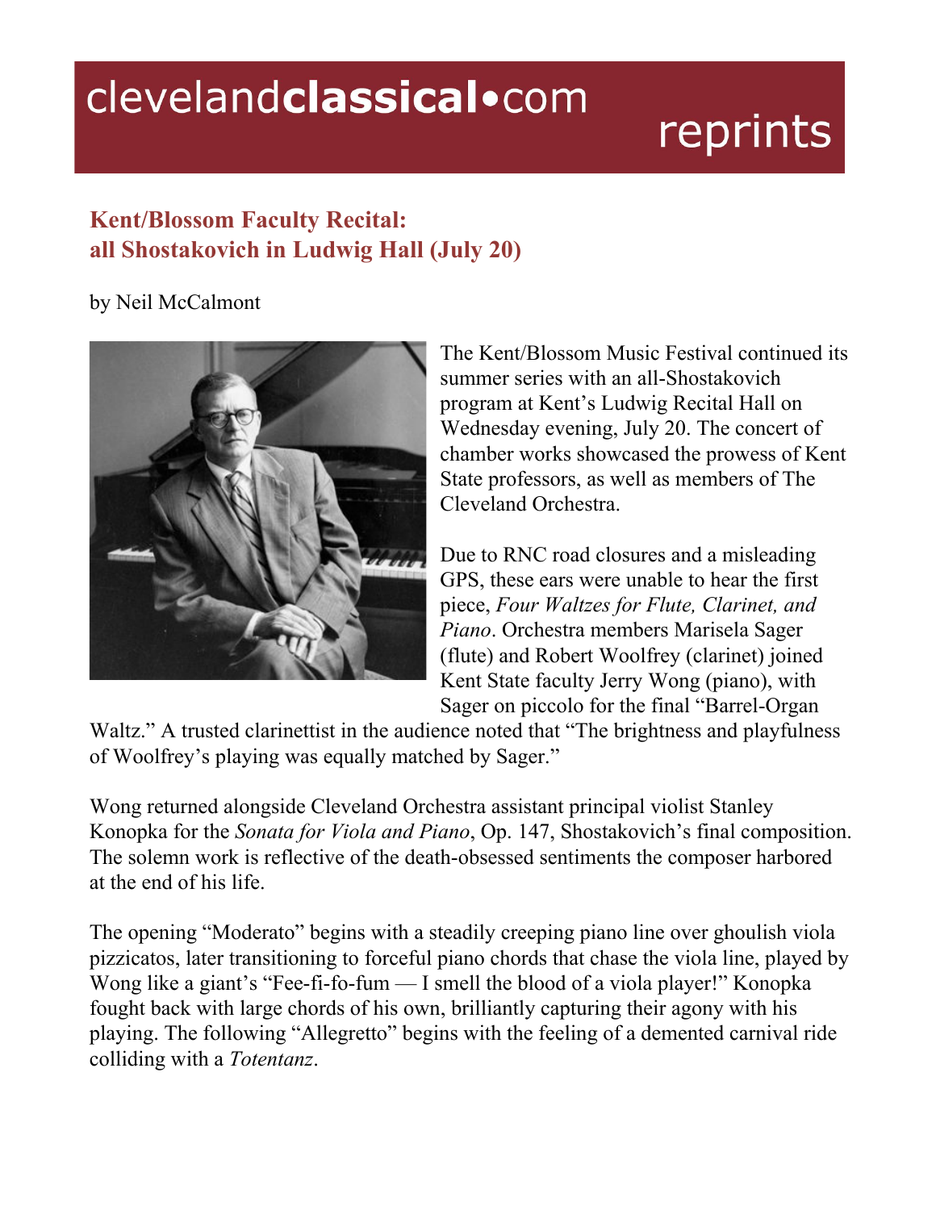# Kent/Blossom Faculty Recital: all Shostakovich in Ludwig Hall (July 20)

by Neil McCalmont

The Kent/Blossom Music Festival continued its summer series with an all-Shostakovich program at Kent's Ludwig Recital Hall on Wednesday evening, July 20. The concert of chamber works showcased the prowess of Kent State professors, as well as members of The Cleveland Orchestra.

Due to RNC road closures and a misleading GPS, these ears were unable to hear the first piece, *Four Waltzes for Flute, Clarinet, and Piano*. Orchestra members Marisela Sager (flute) and Robert Woolfrey (clarinet) joined Kent State faculty Jerry Wong (piano), with Sager on piccolo for the final "Barrel-Organ Waltz." A trusted clarinettist in the audience noted that "The brightness and playfulness of Woolfrey's playing was equally matched by Sager."

Wong returned alongside Cleveland Orchestra assistant principal violist Stanley Konopka for the *Sonata for Viola and Piano*, Op. 147, Shostakovich's final composition. The solemn work is reflective of the death-obsessed sentiments the composer harbored at the end of his life.

The opening "Moderato" begins with a steadily creeping piano line over ghoulish viola pizzicatos, later transitioning to forceful piano chords that chase the viola line, played by Wong like a giant's "Fee-fi-fo-fum — I smell the blood of a viola player!" Konopka fought back with large chords of his own, brilliantly capturing their agony with his playing. The following "Allegretto" begins with the feeling of a demented carnival ride colliding with a *Totentanz*.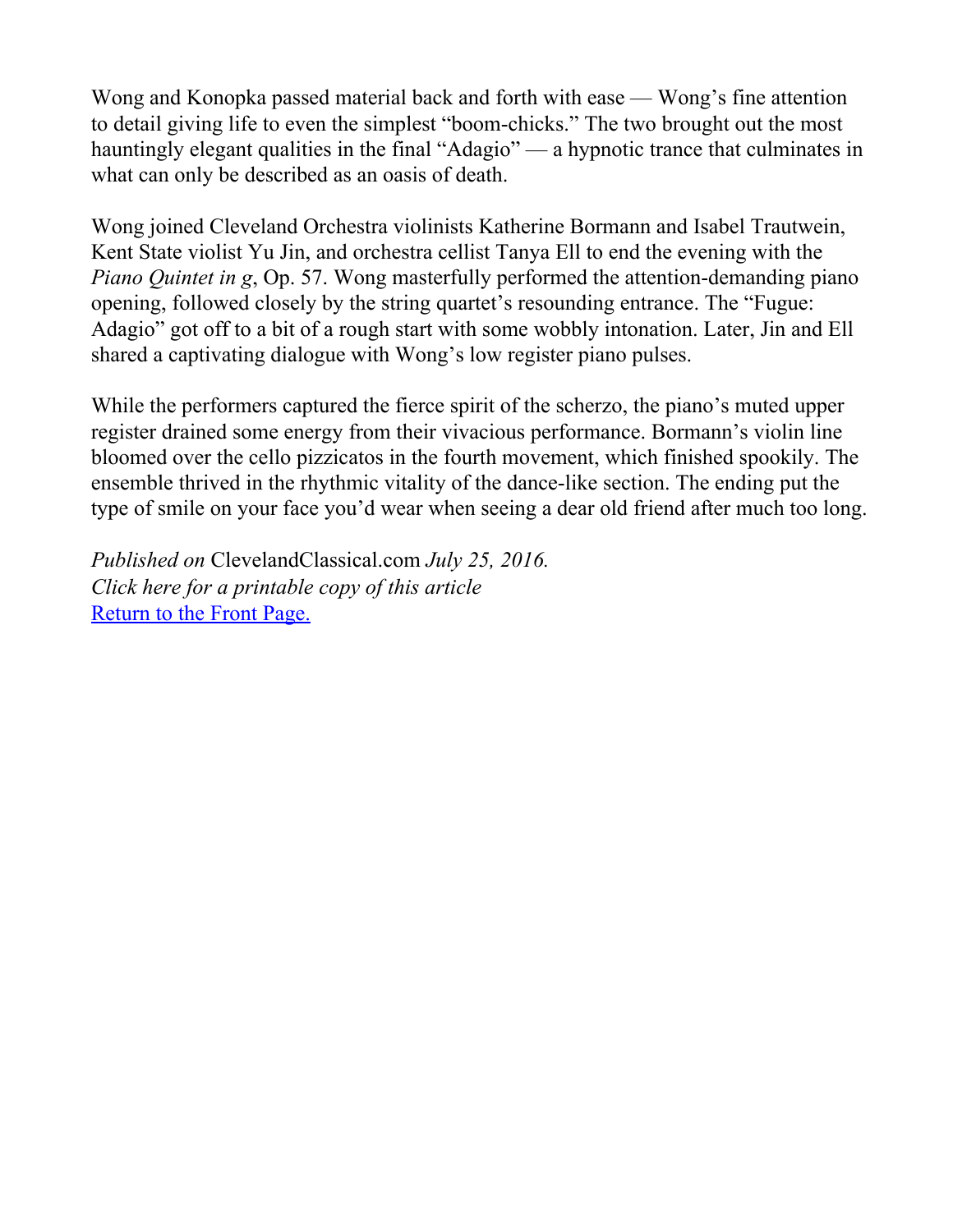Wong and Konopka passed material back and forth with ease — Wong's fine attention to detail giving life to even the simplest "boom-chicks." The two brought out the most hauntingly elegant qualities in the final "Adagio" — a hypnotic trance that culminates in what can only be described as an oasis of death.

Wong joined Cleveland Orchestra violinists Katherine Bormann and Isabel Trautwein, Kent State violist Yu Jin, and orchestra cellist Tanya Ell to end the evening with the *Piano Quintet in g*, Op. 57. Wong masterfully performed the attention-demanding piano opening, followed closely by the string quartet's resounding entrance. The "Fugue: Adagio" got off to a bit of a rough start with some wobbly intonation. Later, Jin and Ell shared a captivating dialogue with Wong's low register piano pulses.

While the performers captured the fierce spirit of the scherzo, the piano's muted upper register drained some energy from their vivacious performance. Bormann's violin line bloomed over the cello pizzicatos in the fourth movement, which finished spookily. The ensemble thrived in the rhythmic vitality of the dance-like section. The ending put the type of smile on your face you'd wear when seeing a dear old friend after much too long.

*Published on* ClevelandClassical.com *July 25, 2016.*
*Click here for a printable copy of this article*
[Return to the Front Page.]